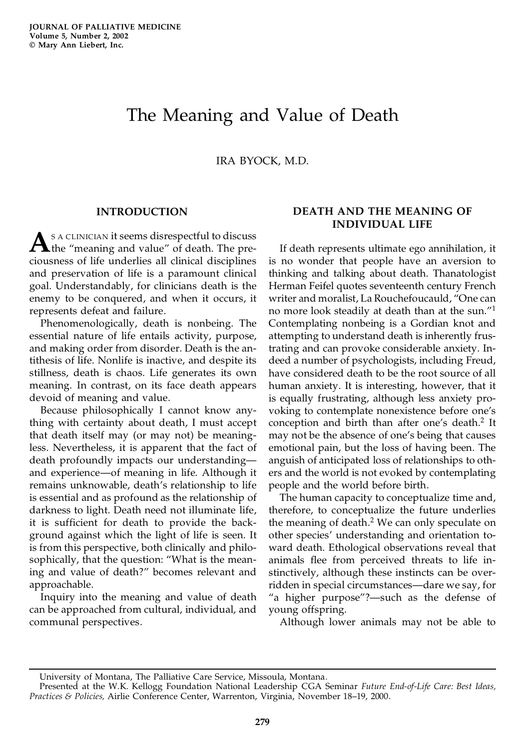# The Meaning and Value of Death

IRA BYOCK, M.D.

## INTRODUCTION

As a clinician it seems disrespectful to discuss the "meaning and value" of death. The preciousness of life underlies all clinical disciplines and preservation of life is a paramount clinical goal. Understandably, for clinicians death is the enemy to be conquered, and when it occurs, it represents defeat and failure.

Phenomenologically, death is nonbeing. The essential nature of life entails activity, purpose, and making order from disorder. Death is the antithesis of life. Nonlife is inactive, and despite its stillness, death is chaos. Life generates its own meaning. In contrast, on its face death appears devoid of meaning and value.

Because philosophically I cannot know anything with certainty about death, I must accept that death itself may (or may not) be meaningless. Nevertheless, it is apparent that the fact of death profoundly impacts our understanding—and experience—of meaning in life. Although it remains unknowable, death's relationship to life is essential and as profound as the relationship of darkness to light. Death need not illuminate life, it is sufficient for death to provide the background against which the light of life is seen. It is from this perspective, both clinically and philosophically, that the question: "What is the meaning and value of death?" becomes relevant and approachable.

Inquiry into the meaning and value of death can be approached from cultural, individual, and communal perspectives.

## DEATH AND THE MEANING OF INDIVIDUAL LIFE

If death represents ultimate ego annihilation, it is no wonder that people have an aversion to thinking and talking about death. Thanatologist Herman Feifel quotes seventeenth century French writer and moralist, La Rouchefoucauld, "One can no more look steadily at death than at the sun."[1] Contemplating nonbeing is a Gordian knot and attempting to understand death is inherently frustrating and can provoke considerable anxiety. Indeed a number of psychologists, including Freud, have considered death to be the root source of all human anxiety. It is interesting, however, that it is equally frustrating, although less anxiety provoking to contemplate nonexistence before one's conception and birth than after one's death.[2] It may not be the absence of one's being that causes emotional pain, but the loss of having been. The anguish of anticipated loss of relationships to others and the world is not evoked by contemplating people and the world before birth.

The human capacity to conceptualize time and, therefore, to conceptualize the future underlies the meaning of death.[2] We can only speculate on other species' understanding and orientation toward death. Ethological observations reveal that animals flee from perceived threats to life instinctively, although these instincts can be overridden in special circumstances—dare we say, for "a higher purpose"?—such as the defense of young offspring.

Although lower animals may not be able to

---

University of Montana, The Palliative Care Service, Missoula, Montana.

Presented at the W.K. Kellogg Foundation National Leadership CGA Seminar *Future End-of-Life Care: Best Ideas, Practices & Policies,* Airlie Conference Center, Warrenton, Virginia, November 18–19, 2000.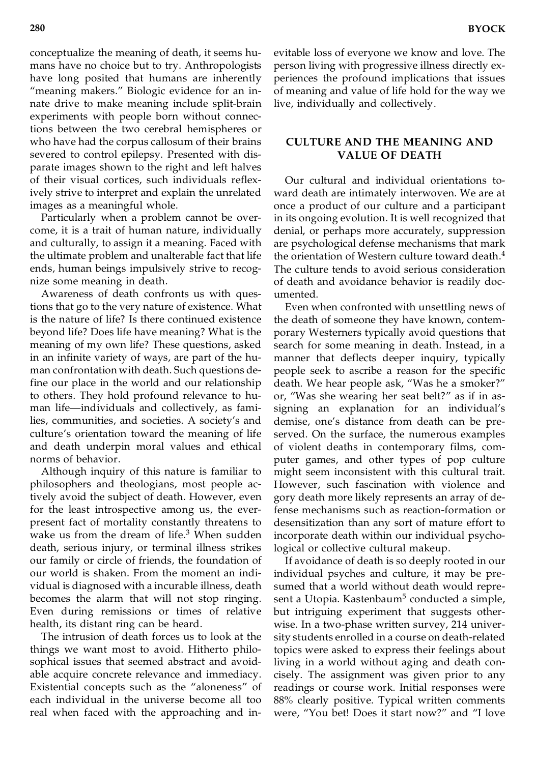conceptualize the meaning of death, it seems humans have no choice but to try. Anthropologists have long posited that humans are inherently "meaning makers." Biologic evidence for an innate drive to make meaning include split-brain experiments with people born without connections between the two cerebral hemispheres or who have had the corpus callosum of their brains severed to control epilepsy. Presented with disparate images shown to the right and left halves of their visual cortices, such individuals reflexively strive to interpret and explain the unrelated images as a meaningful whole.

Particularly when a problem cannot be overcome, it is a trait of human nature, individually and culturally, to assign it a meaning. Faced with the ultimate problem and unalterable fact that life ends, human beings impulsively strive to recognize some meaning in death.

Awareness of death confronts us with questions that go to the very nature of existence. What is the nature of life? Is there continued existence beyond life? Does life have meaning? What is the meaning of my own life? These questions, asked in an infinite variety of ways, are part of the human confrontation with death. Such questions define our place in the world and our relationship to others. They hold profound relevance to human life—individuals and collectively, as families, communities, and societies. A society's and culture's orientation toward the meaning of life and death underpin moral values and ethical norms of behavior.

Although inquiry of this nature is familiar to philosophers and theologians, most people actively avoid the subject of death. However, even for the least introspective among us, the ever-present fact of mortality constantly threatens to wake us from the dream of life.[3] When sudden death, serious injury, or terminal illness strikes our family or circle of friends, the foundation of our world is shaken. From the moment an individual is diagnosed with a incurable illness, death becomes the alarm that will not stop ringing. Even during remissions or times of relative health, its distant ring can be heard.

The intrusion of death forces us to look at the things we want most to avoid. Hitherto philosophical issues that seemed abstract and avoidable acquire concrete relevance and immediacy. Existential concepts such as the "aloneness" of each individual in the universe become all too real when faced with the approaching and inevitable loss of everyone we know and love. The person living with progressive illness directly experiences the profound implications that issues of meaning and value of life hold for the way we live, individually and collectively.

## CULTURE AND THE MEANING AND VALUE OF DEATH

Our cultural and individual orientations toward death are intimately interwoven. We are at once a product of our culture and a participant in its ongoing evolution. It is well recognized that denial, or perhaps more accurately, suppression are psychological defense mechanisms that mark the orientation of Western culture toward death.[4] The culture tends to avoid serious consideration of death and avoidance behavior is readily documented.

Even when confronted with unsettling news of the death of someone they have known, contemporary Westerners typically avoid questions that search for some meaning in death. Instead, in a manner that deflects deeper inquiry, typically people seek to ascribe a reason for the specific death. We hear people ask, "Was he a smoker?" or, "Was she wearing her seat belt?" as if in assigning an explanation for an individual's demise, one's distance from death can be preserved. On the surface, the numerous examples of violent deaths in contemporary films, computer games, and other types of pop culture might seem inconsistent with this cultural trait. However, such fascination with violence and gory death more likely represents an array of defense mechanisms such as reaction-formation or desensitization than any sort of mature effort to incorporate death within our individual psychological or collective cultural makeup.

If avoidance of death is so deeply rooted in our individual psyches and culture, it may be presumed that a world without death would represent a Utopia. Kastenbaum[5] conducted a simple, but intriguing experiment that suggests otherwise. In a two-phase written survey, 214 university students enrolled in a course on death-related topics were asked to express their feelings about living in a world without aging and death concisely. The assignment was given prior to any readings or course work. Initial responses were 88% clearly positive. Typical written comments were, "You bet! Does it start now?" and "I love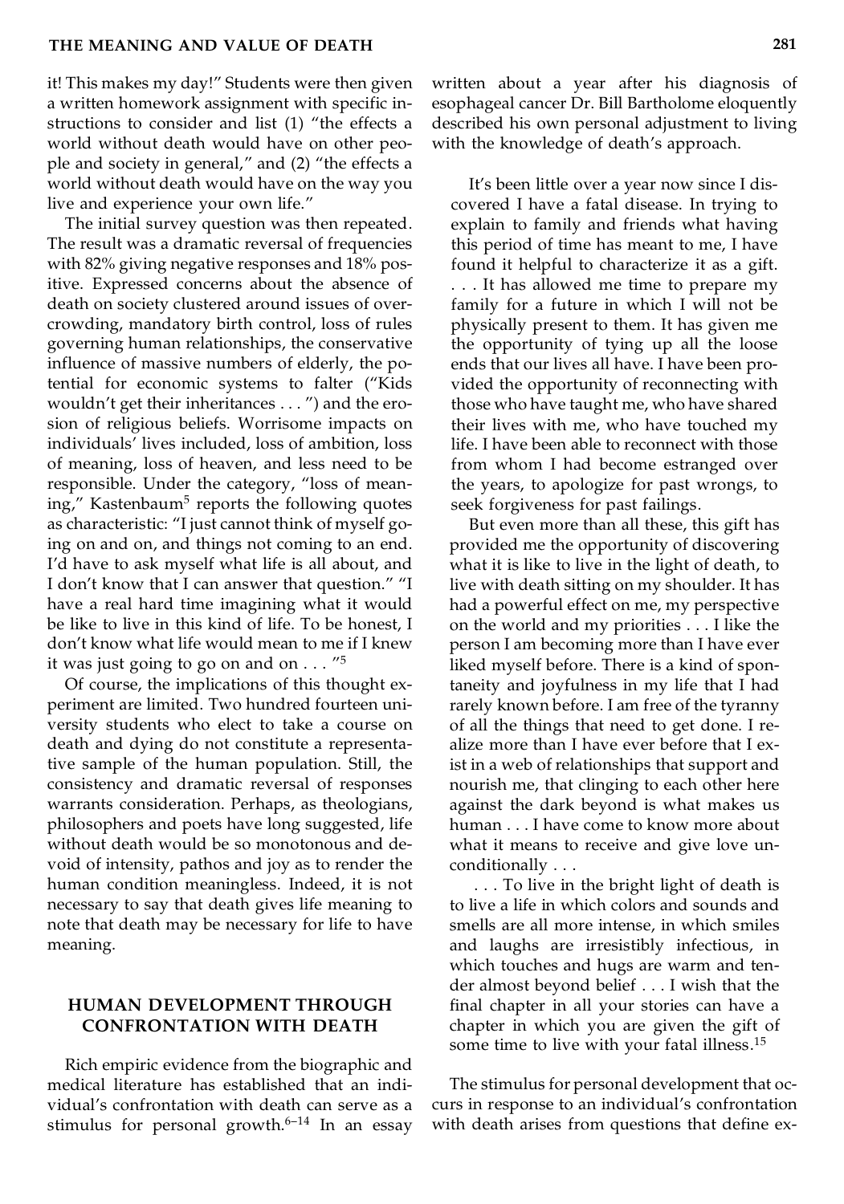it! This makes my day!" Students were then given a written homework assignment with specific instructions to consider and list (1) "the effects a world without death would have on other people and society in general," and (2) "the effects a world without death would have on the way you live and experience your own life."

The initial survey question was then repeated. The result was a dramatic reversal of frequencies with 82% giving negative responses and 18% positive. Expressed concerns about the absence of death on society clustered around issues of overcrowding, mandatory birth control, loss of rules governing human relationships, the conservative influence of massive numbers of elderly, the potential for economic systems to falter ("Kids wouldn't get their inheritances . . . ") and the erosion of religious beliefs. Worrisome impacts on individuals' lives included, loss of ambition, loss of meaning, loss of heaven, and less need to be responsible. Under the category, "loss of meaning," Kastenbaum[5] reports the following quotes as characteristic: "I just cannot think of myself going on and on, and things not coming to an end. I'd have to ask myself what life is all about, and I don't know that I can answer that question." "I have a real hard time imagining what it would be like to live in this kind of life. To be honest, I don't know what life would mean to me if I knew it was just going to go on and on . . . "[5]

Of course, the implications of this thought experiment are limited. Two hundred fourteen university students who elect to take a course on death and dying do not constitute a representative sample of the human population. Still, the consistency and dramatic reversal of responses warrants consideration. Perhaps, as theologians, philosophers and poets have long suggested, life without death would be so monotonous and devoid of intensity, pathos and joy as to render the human condition meaningless. Indeed, it is not necessary to say that death gives life meaning to note that death may be necessary for life to have meaning.

## HUMAN DEVELOPMENT THROUGH CONFRONTATION WITH DEATH

Rich empiric evidence from the biographic and medical literature has established that an individual's confrontation with death can serve as a stimulus for personal growth.[6–14] In an essay written about a year after his diagnosis of esophageal cancer Dr. Bill Bartholome eloquently described his own personal adjustment to living with the knowledge of death's approach.

> It's been little over a year now since I discovered I have a fatal disease. In trying to explain to family and friends what having this period of time has meant to me, I have found it helpful to characterize it as a gift. . . . It has allowed me time to prepare my family for a future in which I will not be physically present to them. It has given me the opportunity of tying up all the loose ends that our lives all have. I have been provided the opportunity of reconnecting with those who have taught me, who have shared their lives with me, who have touched my life. I have been able to reconnect with those from whom I had become estranged over the years, to apologize for past wrongs, to seek forgiveness for past failings.
>
> But even more than all these, this gift has provided me the opportunity of discovering what it is like to live in the light of death, to live with death sitting on my shoulder. It has had a powerful effect on me, my perspective on the world and my priorities . . . I like the person I am becoming more than I have ever liked myself before. There is a kind of spontaneity and joyfulness in my life that I had rarely known before. I am free of the tyranny of all the things that need to get done. I realize more than I have ever before that I exist in a web of relationships that support and nourish me, that clinging to each other here against the dark beyond is what makes us human . . . I have come to know more about what it means to receive and give love unconditionally . . .
>
> . . . To live in the bright light of death is to live a life in which colors and sounds and smells are all more intense, in which smiles and laughs are irresistibly infectious, in which touches and hugs are warm and tender almost beyond belief . . . I wish that the final chapter in all your stories can have a chapter in which you are given the gift of some time to live with your fatal illness.[15]

The stimulus for personal development that occurs in response to an individual's confrontation with death arises from questions that define ex-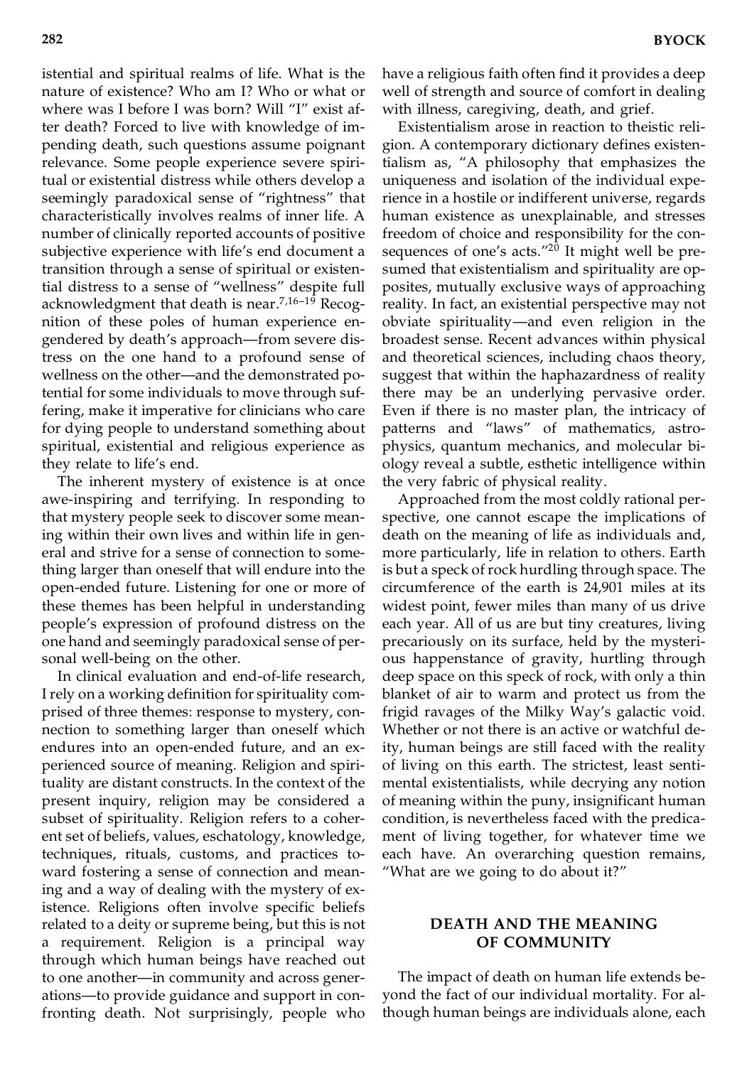istential and spiritual realms of life. What is the nature of existence? Who am I? Who or what or where was I before I was born? Will "I" exist after death? Forced to live with knowledge of impending death, such questions assume poignant relevance. Some people experience severe spiritual or existential distress while others develop a seemingly paradoxical sense of "rightness" that characteristically involves realms of inner life. A number of clinically reported accounts of positive subjective experience with life's end document a transition through a sense of spiritual or existential distress to a sense of "wellness" despite full acknowledgment that death is near.[7,16–19] Recognition of these poles of human experience engendered by death's approach—from severe distress on the one hand to a profound sense of wellness on the other—and the demonstrated potential for some individuals to move through suffering, make it imperative for clinicians who care for dying people to understand something about spiritual, existential and religious experience as they relate to life's end.

The inherent mystery of existence is at once awe-inspiring and terrifying. In responding to that mystery people seek to discover some meaning within their own lives and within life in general and strive for a sense of connection to something larger than oneself that will endure into the open-ended future. Listening for one or more of these themes has been helpful in understanding people's expression of profound distress on the one hand and seemingly paradoxical sense of personal well-being on the other.

In clinical evaluation and end-of-life research, I rely on a working definition for spirituality comprised of three themes: response to mystery, connection to something larger than oneself which endures into an open-ended future, and an experienced source of meaning. Religion and spirituality are distant constructs. In the context of the present inquiry, religion may be considered a subset of spirituality. Religion refers to a coherent set of beliefs, values, eschatology, knowledge, techniques, rituals, customs, and practices toward fostering a sense of connection and meaning and a way of dealing with the mystery of existence. Religions often involve specific beliefs related to a deity or supreme being, but this is not a requirement. Religion is a principal way through which human beings have reached out to one another—in community and across generations—to provide guidance and support in confronting death. Not surprisingly, people who have a religious faith often find it provides a deep well of strength and source of comfort in dealing with illness, caregiving, death, and grief.

Existentialism arose in reaction to theistic religion. A contemporary dictionary defines existentialism as, "A philosophy that emphasizes the uniqueness and isolation of the individual experience in a hostile or indifferent universe, regards human existence as unexplainable, and stresses freedom of choice and responsibility for the consequences of one's acts."[20] It might well be presumed that existentialism and spirituality are opposites, mutually exclusive ways of approaching reality. In fact, an existential perspective may not obviate spirituality—and even religion in the broadest sense. Recent advances within physical and theoretical sciences, including chaos theory, suggest that within the haphazardness of reality there may be an underlying pervasive order. Even if there is no master plan, the intricacy of patterns and "laws" of mathematics, astrophysics, quantum mechanics, and molecular biology reveal a subtle, esthetic intelligence within the very fabric of physical reality.

Approached from the most coldly rational perspective, one cannot escape the implications of death on the meaning of life as individuals and, more particularly, life in relation to others. Earth is but a speck of rock hurdling through space. The circumference of the earth is 24,901 miles at its widest point, fewer miles than many of us drive each year. All of us are but tiny creatures, living precariously on its surface, held by the mysterious happenstance of gravity, hurtling through deep space on this speck of rock, with only a thin blanket of air to warm and protect us from the frigid ravages of the Milky Way's galactic void. Whether or not there is an active or watchful deity, human beings are still faced with the reality of living on this earth. The strictest, least sentimental existentialists, while decrying any notion of meaning within the puny, insignificant human condition, is nevertheless faced with the predicament of living together, for whatever time we each have. An overarching question remains, "What are we going to do about it?"

## DEATH AND THE MEANING OF COMMUNITY

The impact of death on human life extends beyond the fact of our individual mortality. For although human beings are individuals alone, each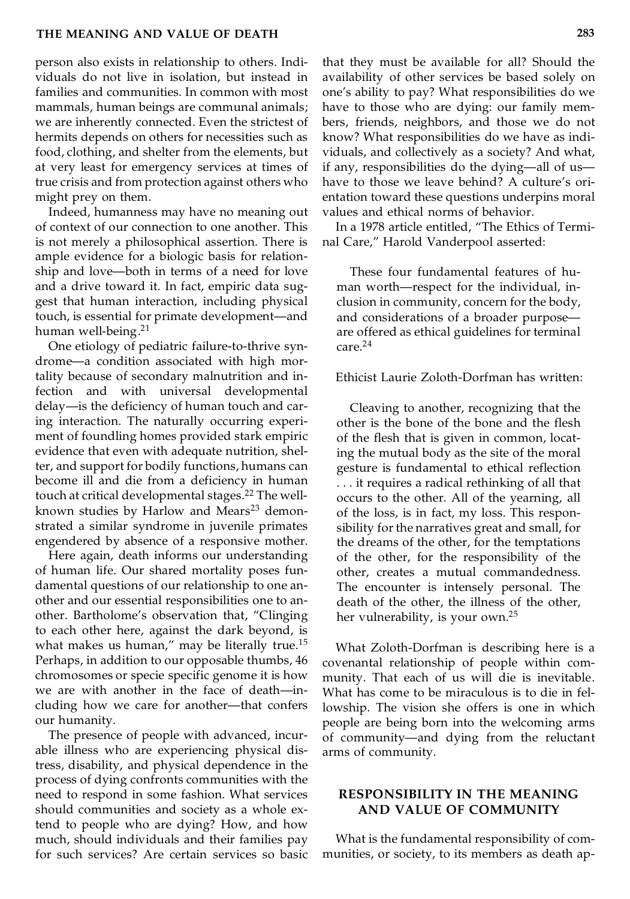person also exists in relationship to others. Individuals do not live in isolation, but instead in families and communities. In common with most mammals, human beings are communal animals; we are inherently connected. Even the strictest of hermits depends on others for necessities such as food, clothing, and shelter from the elements, but at very least for emergency services at times of true crisis and from protection against others who might prey on them.

Indeed, humanness may have no meaning out of context of our connection to one another. This is not merely a philosophical assertion. There is ample evidence for a biologic basis for relationship and love—both in terms of a need for love and a drive toward it. In fact, empiric data suggest that human interaction, including physical touch, is essential for primate development—and human well-being.[21]

One etiology of pediatric failure-to-thrive syndrome—a condition associated with high mortality because of secondary malnutrition and infection and with universal developmental delay—is the deficiency of human touch and caring interaction. The naturally occurring experiment of foundling homes provided stark empiric evidence that even with adequate nutrition, shelter, and support for bodily functions, humans can become ill and die from a deficiency in human touch at critical developmental stages.[22] The well-known studies by Harlow and Mears[23] demonstrated a similar syndrome in juvenile primates engendered by absence of a responsive mother.

Here again, death informs our understanding of human life. Our shared mortality poses fundamental questions of our relationship to one another and our essential responsibilities one to another. Bartholome's observation that, "Clinging to each other here, against the dark beyond, is what makes us human," may be literally true.[15] Perhaps, in addition to our opposable thumbs, 46 chromosomes or specie specific genome it is how we are with another in the face of death—including how we care for another—that confers our humanity.

The presence of people with advanced, incurable illness who are experiencing physical distress, disability, and physical dependence in the process of dying confronts communities with the need to respond in some fashion. What services should communities and society as a whole extend to people who are dying? How, and how much, should individuals and their families pay for such services? Are certain services so basic that they must be available for all? Should the availability of other services be based solely on one's ability to pay? What responsibilities do we have to those who are dying: our family members, friends, neighbors, and those we do not know? What responsibilities do we have as individuals, and collectively as a society? And what, if any, responsibilities do the dying—all of us—have to those we leave behind? A culture's orientation toward these questions underpins moral values and ethical norms of behavior.

In a 1978 article entitled, "The Ethics of Terminal Care," Harold Vanderpool asserted:

> These four fundamental features of human worth—respect for the individual, inclusion in community, concern for the body, and considerations of a broader purpose—are offered as ethical guidelines for terminal care.[24]

Ethicist Laurie Zoloth-Dorfman has written:

> Cleaving to another, recognizing that the other is the bone of the bone and the flesh of the flesh that is given in common, locating the mutual body as the site of the moral gesture is fundamental to ethical reflection . . . it requires a radical rethinking of all that occurs to the other. All of the yearning, all of the loss, is in fact, my loss. This responsibility for the narratives great and small, for the dreams of the other, for the temptations of the other, for the responsibility of the other, creates a mutual commandedness. The encounter is intensely personal. The death of the other, the illness of the other, her vulnerability, is your own.[25]

What Zoloth-Dorfman is describing here is a covenantal relationship of people within community. That each of us will die is inevitable. What has come to be miraculous is to die in fellowship. The vision she offers is one in which people are being born into the welcoming arms of community—and dying from the reluctant arms of community.

## RESPONSIBILITY IN THE MEANING AND VALUE OF COMMUNITY

What is the fundamental responsibility of communities, or society, to its members as death ap-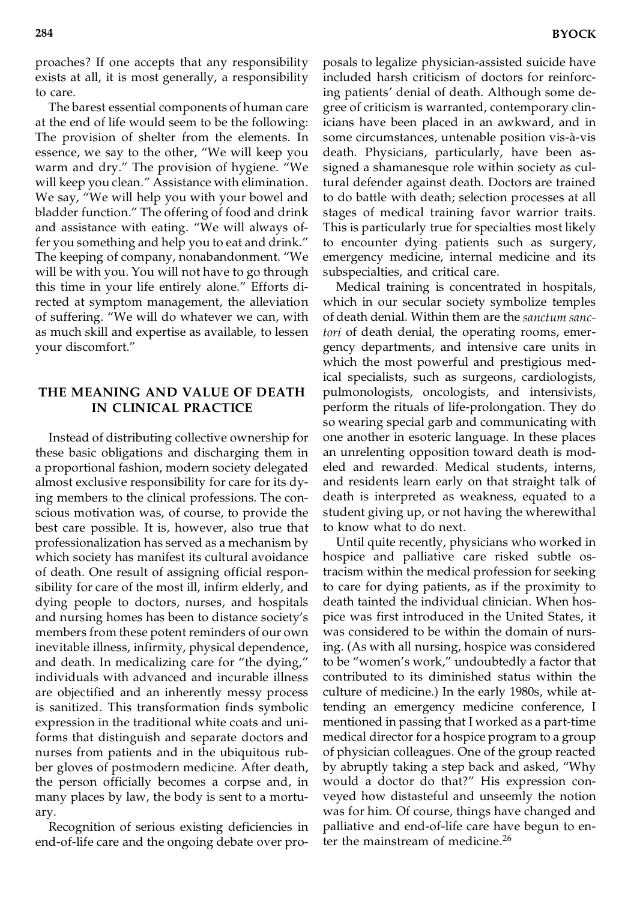proaches? If one accepts that any responsibility exists at all, it is most generally, a responsibility to care.

The barest essential components of human care at the end of life would seem to be the following: The provision of shelter from the elements. In essence, we say to the other, "We will keep you warm and dry." The provision of hygiene. "We will keep you clean." Assistance with elimination. We say, "We will help you with your bowel and bladder function." The offering of food and drink and assistance with eating. "We will always offer you something and help you to eat and drink." The keeping of company, nonabandonment. "We will be with you. You will not have to go through this time in your life entirely alone." Efforts directed at symptom management, the alleviation of suffering. "We will do whatever we can, with as much skill and expertise as available, to lessen your discomfort."

## THE MEANING AND VALUE OF DEATH IN CLINICAL PRACTICE

Instead of distributing collective ownership for these basic obligations and discharging them in a proportional fashion, modern society delegated almost exclusive responsibility for care for its dying members to the clinical professions. The conscious motivation was, of course, to provide the best care possible. It is, however, also true that professionalization has served as a mechanism by which society has manifest its cultural avoidance of death. One result of assigning official responsibility for care of the most ill, infirm elderly, and dying people to doctors, nurses, and hospitals and nursing homes has been to distance society's members from these potent reminders of our own inevitable illness, infirmity, physical dependence, and death. In medicalizing care for "the dying," individuals with advanced and incurable illness are objectified and an inherently messy process is sanitized. This transformation finds symbolic expression in the traditional white coats and uniforms that distinguish and separate doctors and nurses from patients and in the ubiquitous rubber gloves of postmodern medicine. After death, the person officially becomes a corpse and, in many places by law, the body is sent to a mortuary.

Recognition of serious existing deficiencies in end-of-life care and the ongoing debate over proposals to legalize physician-assisted suicide have included harsh criticism of doctors for reinforcing patients' denial of death. Although some degree of criticism is warranted, contemporary clinicians have been placed in an awkward, and in some circumstances, untenable position vis-à-vis death. Physicians, particularly, have been assigned a shamanesque role within society as cultural defender against death. Doctors are trained to do battle with death; selection processes at all stages of medical training favor warrior traits. This is particularly true for specialties most likely to encounter dying patients such as surgery, emergency medicine, internal medicine and its subspecialties, and critical care.

Medical training is concentrated in hospitals, which in our secular society symbolize temples of death denial. Within them are the *sanctum sanctori* of death denial, the operating rooms, emergency departments, and intensive care units in which the most powerful and prestigious medical specialists, such as surgeons, cardiologists, pulmonologists, oncologists, and intensivists, perform the rituals of life-prolongation. They do so wearing special garb and communicating with one another in esoteric language. In these places an unrelenting opposition toward death is modeled and rewarded. Medical students, interns, and residents learn early on that straight talk of death is interpreted as weakness, equated to a student giving up, or not having the wherewithal to know what to do next.

Until quite recently, physicians who worked in hospice and palliative care risked subtle ostracism within the medical profession for seeking to care for dying patients, as if the proximity to death tainted the individual clinician. When hospice was first introduced in the United States, it was considered to be within the domain of nursing. (As with all nursing, hospice was considered to be "women's work," undoubtedly a factor that contributed to its diminished status within the culture of medicine.) In the early 1980s, while attending an emergency medicine conference, I mentioned in passing that I worked as a part-time medical director for a hospice program to a group of physician colleagues. One of the group reacted by abruptly taking a step back and asked, "Why would a doctor do that?" His expression conveyed how distasteful and unseemly the notion was for him. Of course, things have changed and palliative and end-of-life care have begun to enter the mainstream of medicine.[26]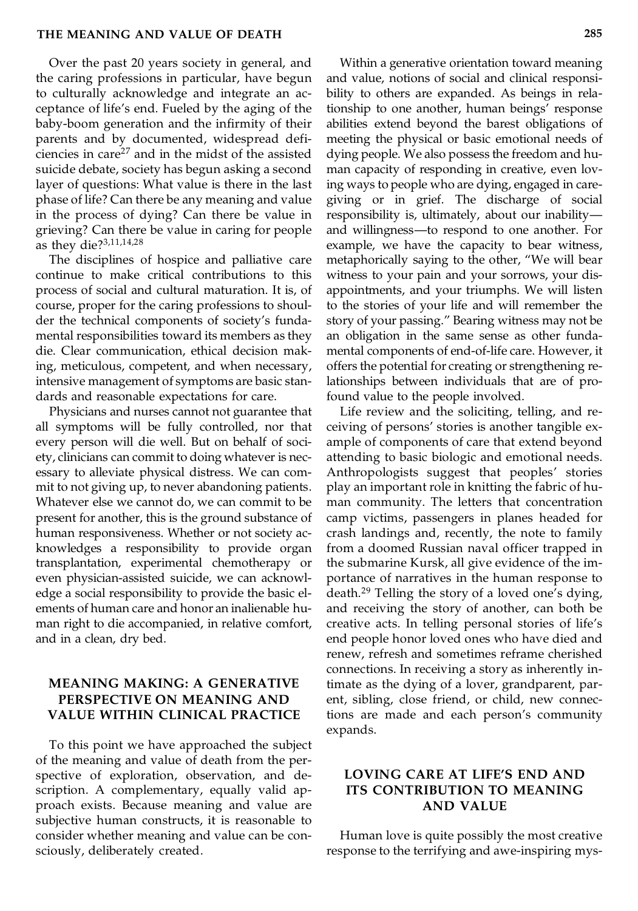Over the past 20 years society in general, and the caring professions in particular, have begun to culturally acknowledge and integrate an acceptance of life's end. Fueled by the aging of the baby-boom generation and the infirmity of their parents and by documented, widespread deficiencies in care[27] and in the midst of the assisted suicide debate, society has begun asking a second layer of questions: What value is there in the last phase of life? Can there be any meaning and value in the process of dying? Can there be value in grieving? Can there be value in caring for people as they die?[3,11,14,28]

The disciplines of hospice and palliative care continue to make critical contributions to this process of social and cultural maturation. It is, of course, proper for the caring professions to shoulder the technical components of society's fundamental responsibilities toward its members as they die. Clear communication, ethical decision making, meticulous, competent, and when necessary, intensive management of symptoms are basic standards and reasonable expectations for care.

Physicians and nurses cannot not guarantee that all symptoms will be fully controlled, nor that every person will die well. But on behalf of society, clinicians can commit to doing whatever is necessary to alleviate physical distress. We can commit to not giving up, to never abandoning patients. Whatever else we cannot do, we can commit to be present for another, this is the ground substance of human responsiveness. Whether or not society acknowledges a responsibility to provide organ transplantation, experimental chemotherapy or even physician-assisted suicide, we can acknowledge a social responsibility to provide the basic elements of human care and honor an inalienable human right to die accompanied, in relative comfort, and in a clean, dry bed.

## MEANING MAKING: A GENERATIVE PERSPECTIVE ON MEANING AND VALUE WITHIN CLINICAL PRACTICE

To this point we have approached the subject of the meaning and value of death from the perspective of exploration, observation, and description. A complementary, equally valid approach exists. Because meaning and value are subjective human constructs, it is reasonable to consider whether meaning and value can be consciously, deliberately created.

Within a generative orientation toward meaning and value, notions of social and clinical responsibility to others are expanded. As beings in relationship to one another, human beings' response abilities extend beyond the barest obligations of meeting the physical or basic emotional needs of dying people. We also possess the freedom and human capacity of responding in creative, even loving ways to people who are dying, engaged in caregiving or in grief. The discharge of social responsibility is, ultimately, about our inability—and willingness—to respond to one another. For example, we have the capacity to bear witness, metaphorically saying to the other, "We will bear witness to your pain and your sorrows, your disappointments, and your triumphs. We will listen to the stories of your life and will remember the story of your passing." Bearing witness may not be an obligation in the same sense as other fundamental components of end-of-life care. However, it offers the potential for creating or strengthening relationships between individuals that are of profound value to the people involved.

Life review and the soliciting, telling, and receiving of persons' stories is another tangible example of components of care that extend beyond attending to basic biologic and emotional needs. Anthropologists suggest that peoples' stories play an important role in knitting the fabric of human community. The letters that concentration camp victims, passengers in planes headed for crash landings and, recently, the note to family from a doomed Russian naval officer trapped in the submarine Kursk, all give evidence of the importance of narratives in the human response to death.[29] Telling the story of a loved one's dying, and receiving the story of another, can both be creative acts. In telling personal stories of life's end people honor loved ones who have died and renew, refresh and sometimes reframe cherished connections. In receiving a story as inherently intimate as the dying of a lover, grandparent, parent, sibling, close friend, or child, new connections are made and each person's community expands.

## LOVING CARE AT LIFE'S END AND ITS CONTRIBUTION TO MEANING AND VALUE

Human love is quite possibly the most creative response to the terrifying and awe-inspiring mys-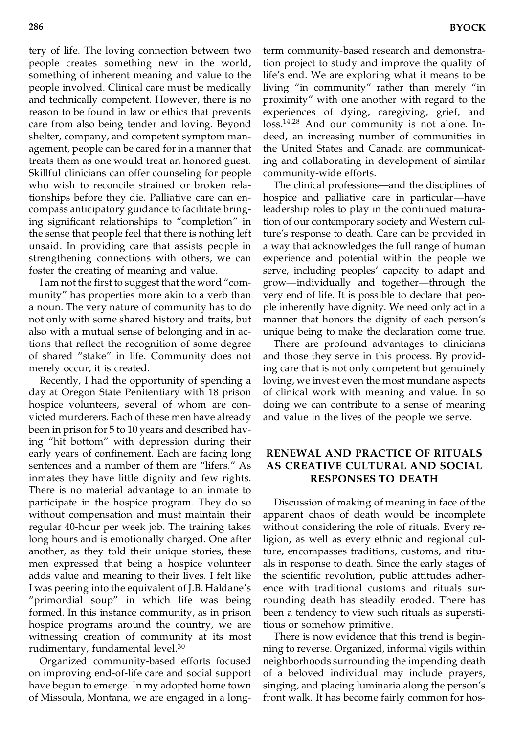tery of life. The loving connection between two people creates something new in the world, something of inherent meaning and value to the people involved. Clinical care must be medically and technically competent. However, there is no reason to be found in law or ethics that prevents care from also being tender and loving. Beyond shelter, company, and competent symptom management, people can be cared for in a manner that treats them as one would treat an honored guest. Skillful clinicians can offer counseling for people who wish to reconcile strained or broken relationships before they die. Palliative care can encompass anticipatory guidance to facilitate bringing significant relationships to "completion" in the sense that people feel that there is nothing left unsaid. In providing care that assists people in strengthening connections with others, we can foster the creating of meaning and value.

I am not the first to suggest that the word "community" has properties more akin to a verb than a noun. The very nature of community has to do not only with some shared history and traits, but also with a mutual sense of belonging and in actions that reflect the recognition of some degree of shared "stake" in life. Community does not merely occur, it is created.

Recently, I had the opportunity of spending a day at Oregon State Penitentiary with 18 prison hospice volunteers, several of whom are convicted murderers. Each of these men have already been in prison for 5 to 10 years and described having "hit bottom" with depression during their early years of confinement. Each are facing long sentences and a number of them are "lifers." As inmates they have little dignity and few rights. There is no material advantage to an inmate to participate in the hospice program. They do so without compensation and must maintain their regular 40-hour per week job. The training takes long hours and is emotionally charged. One after another, as they told their unique stories, these men expressed that being a hospice volunteer adds value and meaning to their lives. I felt like I was peering into the equivalent of J.B. Haldane's "primordial soup" in which life was being formed. In this instance community, as in prison hospice programs around the country, we are witnessing creation of community at its most rudimentary, fundamental level.[30]

Organized community-based efforts focused on improving end-of-life care and social support have begun to emerge. In my adopted home town of Missoula, Montana, we are engaged in a long-term community-based research and demonstration project to study and improve the quality of life's end. We are exploring what it means to be living "in community" rather than merely "in proximity" with one another with regard to the experiences of dying, caregiving, grief, and loss.[14,28] And our community is not alone. Indeed, an increasing number of communities in the United States and Canada are communicating and collaborating in development of similar community-wide efforts.

The clinical professions—and the disciplines of hospice and palliative care in particular—have leadership roles to play in the continued maturation of our contemporary society and Western culture's response to death. Care can be provided in a way that acknowledges the full range of human experience and potential within the people we serve, including peoples' capacity to adapt and grow—individually and together—through the very end of life. It is possible to declare that people inherently have dignity. We need only act in a manner that honors the dignity of each person's unique being to make the declaration come true.

There are profound advantages to clinicians and those they serve in this process. By providing care that is not only competent but genuinely loving, we invest even the most mundane aspects of clinical work with meaning and value. In so doing we can contribute to a sense of meaning and value in the lives of the people we serve.

## RENEWAL AND PRACTICE OF RITUALS AS CREATIVE CULTURAL AND SOCIAL RESPONSES TO DEATH

Discussion of making of meaning in face of the apparent chaos of death would be incomplete without considering the role of rituals. Every religion, as well as every ethnic and regional culture, encompasses traditions, customs, and rituals in response to death. Since the early stages of the scientific revolution, public attitudes adherence with traditional customs and rituals surrounding death has steadily eroded. There has been a tendency to view such rituals as superstitious or somehow primitive.

There is now evidence that this trend is beginning to reverse. Organized, informal vigils within neighborhoods surrounding the impending death of a beloved individual may include prayers, singing, and placing luminaria along the person's front walk. It has become fairly common for hos-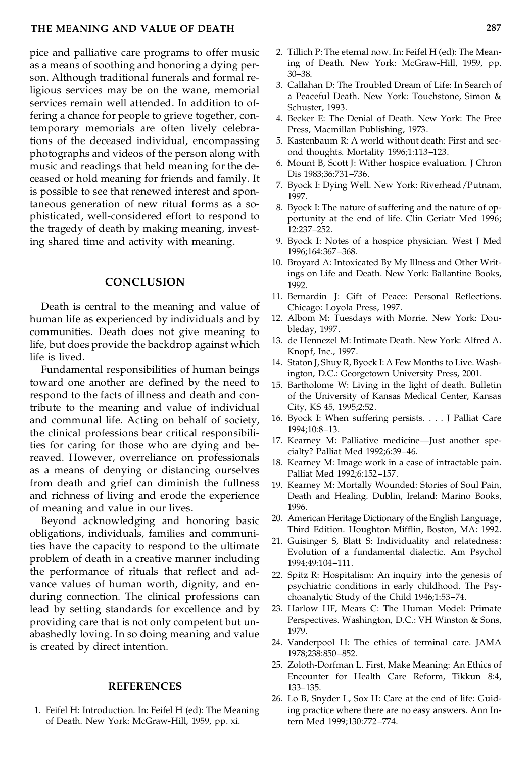pice and palliative care programs to offer music as a means of soothing and honoring a dying person. Although traditional funerals and formal religious services may be on the wane, memorial services remain well attended. In addition to offering a chance for people to grieve together, contemporary memorials are often lively celebrations of the deceased individual, encompassing photographs and videos of the person along with music and readings that held meaning for the deceased or hold meaning for friends and family. It is possible to see that renewed interest and spontaneous generation of new ritual forms as a sophisticated, well-considered effort to respond to the tragedy of death by making meaning, investing shared time and activity with meaning.

## CONCLUSION

Death is central to the meaning and value of human life as experienced by individuals and by communities. Death does not give meaning to life, but does provide the backdrop against which life is lived.

Fundamental responsibilities of human beings toward one another are defined by the need to respond to the facts of illness and death and contribute to the meaning and value of individual and communal life. Acting on behalf of society, the clinical professions bear critical responsibilities for caring for those who are dying and bereaved. However, overreliance on professionals as a means of denying or distancing ourselves from death and grief can diminish the fullness and richness of living and erode the experience of meaning and value in our lives.

Beyond acknowledging and honoring basic obligations, individuals, families and communities have the capacity to respond to the ultimate problem of death in a creative manner including the performance of rituals that reflect and advance values of human worth, dignity, and enduring connection. The clinical professions can lead by setting standards for excellence and by providing care that is not only competent but unabashedly loving. In so doing meaning and value is created by direct intention.

## REFERENCES

1. Feifel H: Introduction. In: Feifel H (ed): The Meaning of Death. New York: McGraw-Hill, 1959, pp. xi.
2. Tillich P: The eternal now. In: Feifel H (ed): The Meaning of Death. New York: McGraw-Hill, 1959, pp. 30–38.
3. Callahan D: The Troubled Dream of Life: In Search of a Peaceful Death. New York: Touchstone, Simon & Schuster, 1993.
4. Becker E: The Denial of Death. New York: The Free Press, Macmillan Publishing, 1973.
5. Kastenbaum R: A world without death: First and second thoughts. Mortality 1996;1:113–123.
6. Mount B, Scott J: Wither hospice evaluation. J Chron Dis 1983;36:731–736.
7. Byock I: Dying Well. New York: Riverhead/Putnam, 1997.
8. Byock I: The nature of suffering and the nature of opportunity at the end of life. Clin Geriatr Med 1996; 12:237–252.
9. Byock I: Notes of a hospice physician. West J Med 1996;164:367–368.
10. Broyard A: Intoxicated By My Illness and Other Writings on Life and Death. New York: Ballantine Books, 1992.
11. Bernardin J: Gift of Peace: Personal Reflections. Chicago: Loyola Press, 1997.
12. Albom M: Tuesdays with Morrie. New York: Doubleday, 1997.
13. de Hennezel M: Intimate Death. New York: Alfred A. Knopf, Inc., 1997.
14. Staton J, Shuy R, Byock I: A Few Months to Live. Washington, D.C.: Georgetown University Press, 2001.
15. Bartholome W: Living in the light of death. Bulletin of the University of Kansas Medical Center, Kansas City, KS 45, 1995;2:52.
16. Byock I: When suffering persists. . . . J Palliat Care 1994;10:8–13.
17. Kearney M: Palliative medicine—Just another specialty? Palliat Med 1992;6:39–46.
18. Kearney M: Image work in a case of intractable pain. Palliat Med 1992;6:152–157.
19. Kearney M: Mortally Wounded: Stories of Soul Pain, Death and Healing. Dublin, Ireland: Marino Books, 1996.
20. American Heritage Dictionary of the English Language, Third Edition. Houghton Mifflin, Boston, MA: 1992.
21. Guisinger S, Blatt S: Individuality and relatedness: Evolution of a fundamental dialectic. Am Psychol 1994;49:104–111.
22. Spitz R: Hospitalism: An inquiry into the genesis of psychiatric conditions in early childhood. The Psychoanalytic Study of the Child 1946;1:53–74.
23. Harlow HF, Mears C: The Human Model: Primate Perspectives. Washington, D.C.: VH Winston & Sons, 1979.
24. Vanderpool H: The ethics of terminal care. JAMA 1978;238:850–852.
25. Zoloth-Dorfman L. First, Make Meaning: An Ethics of Encounter for Health Care Reform, Tikkun 8:4, 133–135.
26. Lo B, Snyder L, Sox H: Care at the end of life: Guiding practice where there are no easy answers. Ann Intern Med 1999;130:772–774.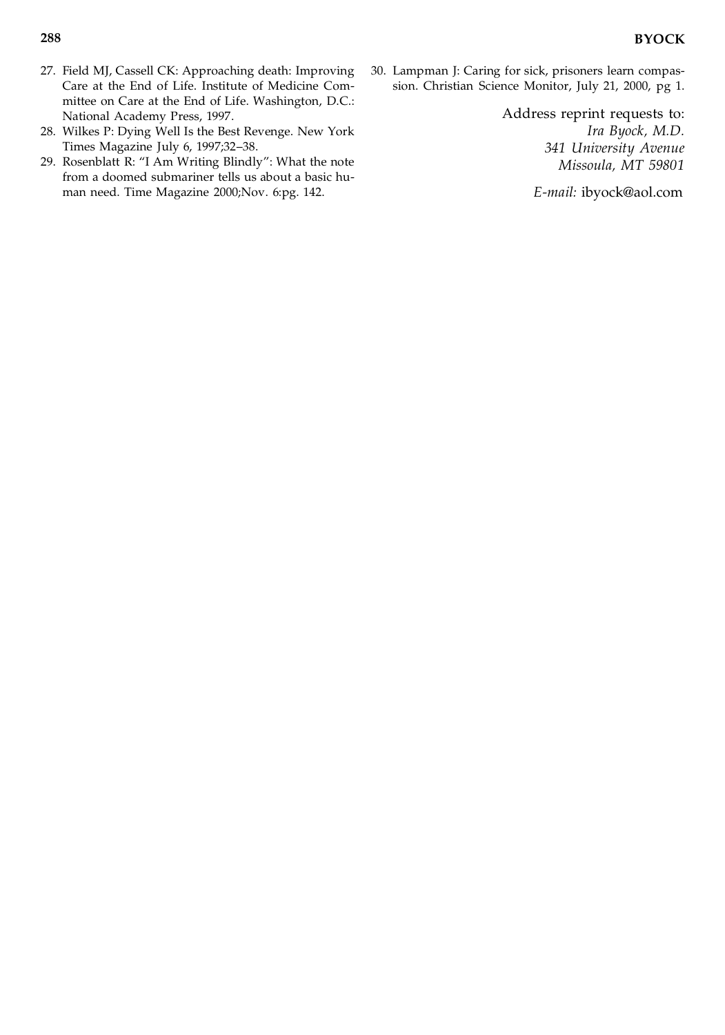27. Field MJ, Cassell CK: Approaching death: Improving Care at the End of Life. Institute of Medicine Committee on Care at the End of Life. Washington, D.C.: National Academy Press, 1997.
28. Wilkes P: Dying Well Is the Best Revenge. New York Times Magazine July 6, 1997;32–38.
29. Rosenblatt R: "I Am Writing Blindly": What the note from a doomed submariner tells us about a basic human need. Time Magazine 2000;Nov. 6:pg. 142.
30. Lampman J: Caring for sick, prisoners learn compassion. Christian Science Monitor, July 21, 2000, pg 1.

Address reprint requests to:
*Ira Byock, M.D.*
*341 University Avenue*
*Missoula, MT 59801*

*E-mail:* ibyock@aol.com